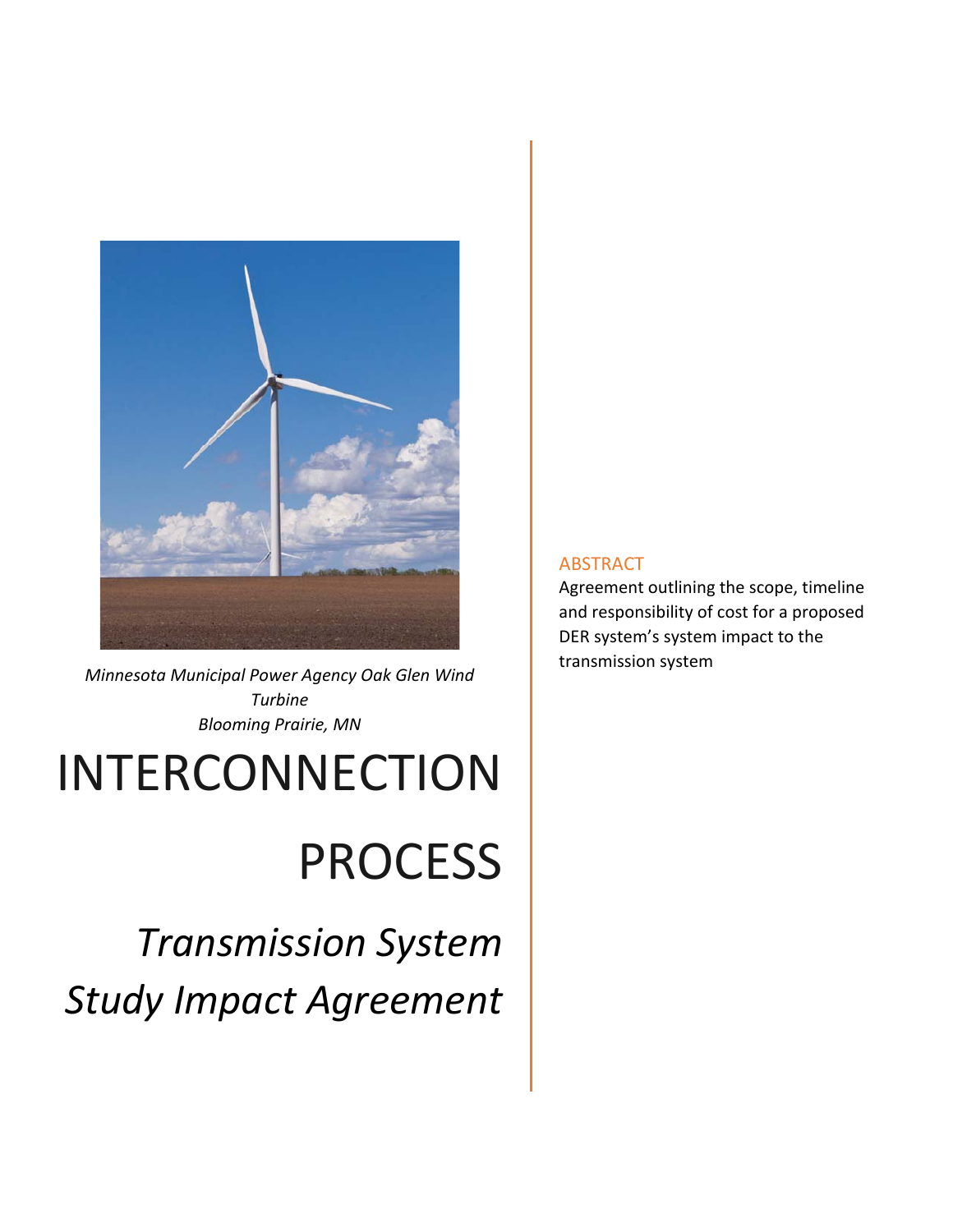*Minnesota Municipal Power Agency Oak Glen Wind Turbine*
*Blooming Prairie, MN*

# INTERCONNECTION PROCESS

## *Transmission System Study Impact Agreement*

### ABSTRACT

Agreement outlining the scope, timeline and responsibility of cost for a proposed DER system's system impact to the transmission system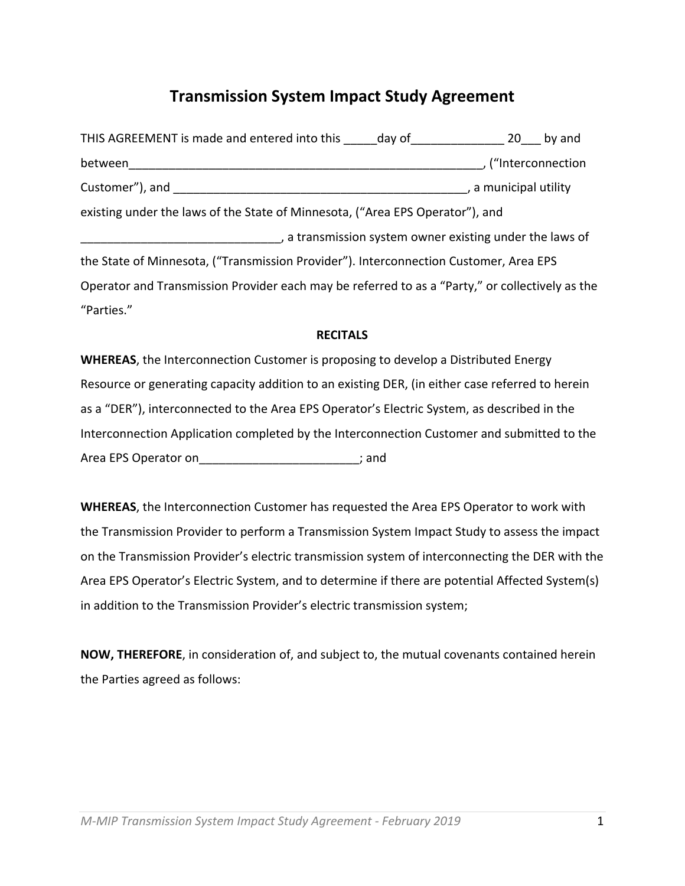# Transmission System Impact Study Agreement

THIS AGREEMENT is made and entered into this _____day of______________ 20___ by and between_______________________________________________________, ("Interconnection Customer"), and ____________________________________________, a municipal utility existing under the laws of the State of Minnesota, ("Area EPS Operator"), and ______________________________, a transmission system owner existing under the laws of the State of Minnesota, ("Transmission Provider"). Interconnection Customer, Area EPS Operator and Transmission Provider each may be referred to as a "Party," or collectively as the "Parties."

**RECITALS**

**WHEREAS**, the Interconnection Customer is proposing to develop a Distributed Energy Resource or generating capacity addition to an existing DER, (in either case referred to herein as a "DER"), interconnected to the Area EPS Operator's Electric System, as described in the Interconnection Application completed by the Interconnection Customer and submitted to the Area EPS Operator on________________________; and

**WHEREAS**, the Interconnection Customer has requested the Area EPS Operator to work with the Transmission Provider to perform a Transmission System Impact Study to assess the impact on the Transmission Provider's electric transmission system of interconnecting the DER with the Area EPS Operator's Electric System, and to determine if there are potential Affected System(s) in addition to the Transmission Provider's electric transmission system;

**NOW, THEREFORE**, in consideration of, and subject to, the mutual covenants contained herein the Parties agreed as follows: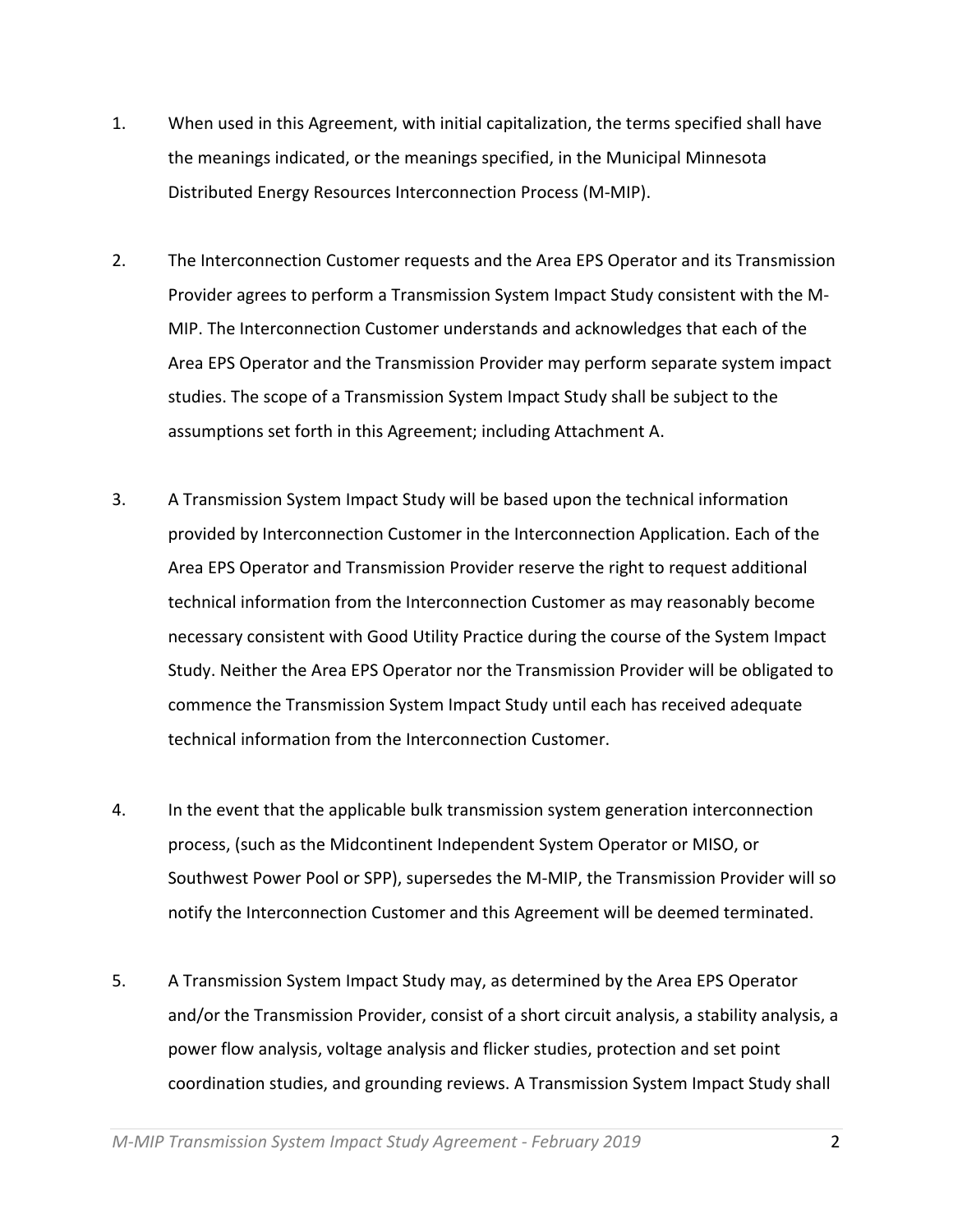1. When used in this Agreement, with initial capitalization, the terms specified shall have the meanings indicated, or the meanings specified, in the Municipal Minnesota Distributed Energy Resources Interconnection Process (M-MIP).

2. The Interconnection Customer requests and the Area EPS Operator and its Transmission Provider agrees to perform a Transmission System Impact Study consistent with the M-MIP. The Interconnection Customer understands and acknowledges that each of the Area EPS Operator and the Transmission Provider may perform separate system impact studies. The scope of a Transmission System Impact Study shall be subject to the assumptions set forth in this Agreement; including Attachment A.

3. A Transmission System Impact Study will be based upon the technical information provided by Interconnection Customer in the Interconnection Application. Each of the Area EPS Operator and Transmission Provider reserve the right to request additional technical information from the Interconnection Customer as may reasonably become necessary consistent with Good Utility Practice during the course of the System Impact Study. Neither the Area EPS Operator nor the Transmission Provider will be obligated to commence the Transmission System Impact Study until each has received adequate technical information from the Interconnection Customer.

4. In the event that the applicable bulk transmission system generation interconnection process, (such as the Midcontinent Independent System Operator or MISO, or Southwest Power Pool or SPP), supersedes the M-MIP, the Transmission Provider will so notify the Interconnection Customer and this Agreement will be deemed terminated.

5. A Transmission System Impact Study may, as determined by the Area EPS Operator and/or the Transmission Provider, consist of a short circuit analysis, a stability analysis, a power flow analysis, voltage analysis and flicker studies, protection and set point coordination studies, and grounding reviews. A Transmission System Impact Study shall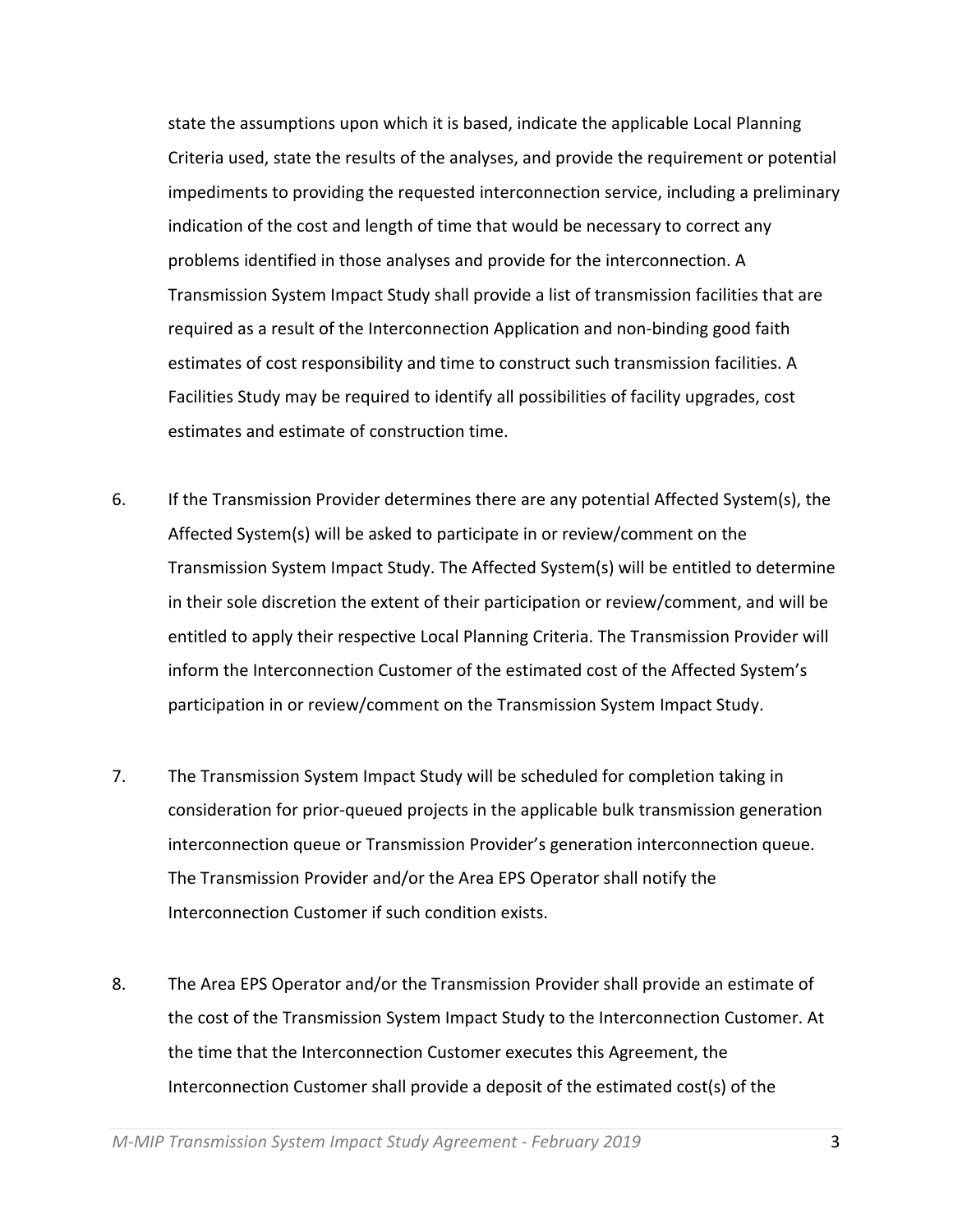state the assumptions upon which it is based, indicate the applicable Local Planning Criteria used, state the results of the analyses, and provide the requirement or potential impediments to providing the requested interconnection service, including a preliminary indication of the cost and length of time that would be necessary to correct any problems identified in those analyses and provide for the interconnection. A Transmission System Impact Study shall provide a list of transmission facilities that are required as a result of the Interconnection Application and non-binding good faith estimates of cost responsibility and time to construct such transmission facilities. A Facilities Study may be required to identify all possibilities of facility upgrades, cost estimates and estimate of construction time.

6. If the Transmission Provider determines there are any potential Affected System(s), the Affected System(s) will be asked to participate in or review/comment on the Transmission System Impact Study. The Affected System(s) will be entitled to determine in their sole discretion the extent of their participation or review/comment, and will be entitled to apply their respective Local Planning Criteria. The Transmission Provider will inform the Interconnection Customer of the estimated cost of the Affected System's participation in or review/comment on the Transmission System Impact Study.

7. The Transmission System Impact Study will be scheduled for completion taking in consideration for prior-queued projects in the applicable bulk transmission generation interconnection queue or Transmission Provider's generation interconnection queue. The Transmission Provider and/or the Area EPS Operator shall notify the Interconnection Customer if such condition exists.

8. The Area EPS Operator and/or the Transmission Provider shall provide an estimate of the cost of the Transmission System Impact Study to the Interconnection Customer. At the time that the Interconnection Customer executes this Agreement, the Interconnection Customer shall provide a deposit of the estimated cost(s) of the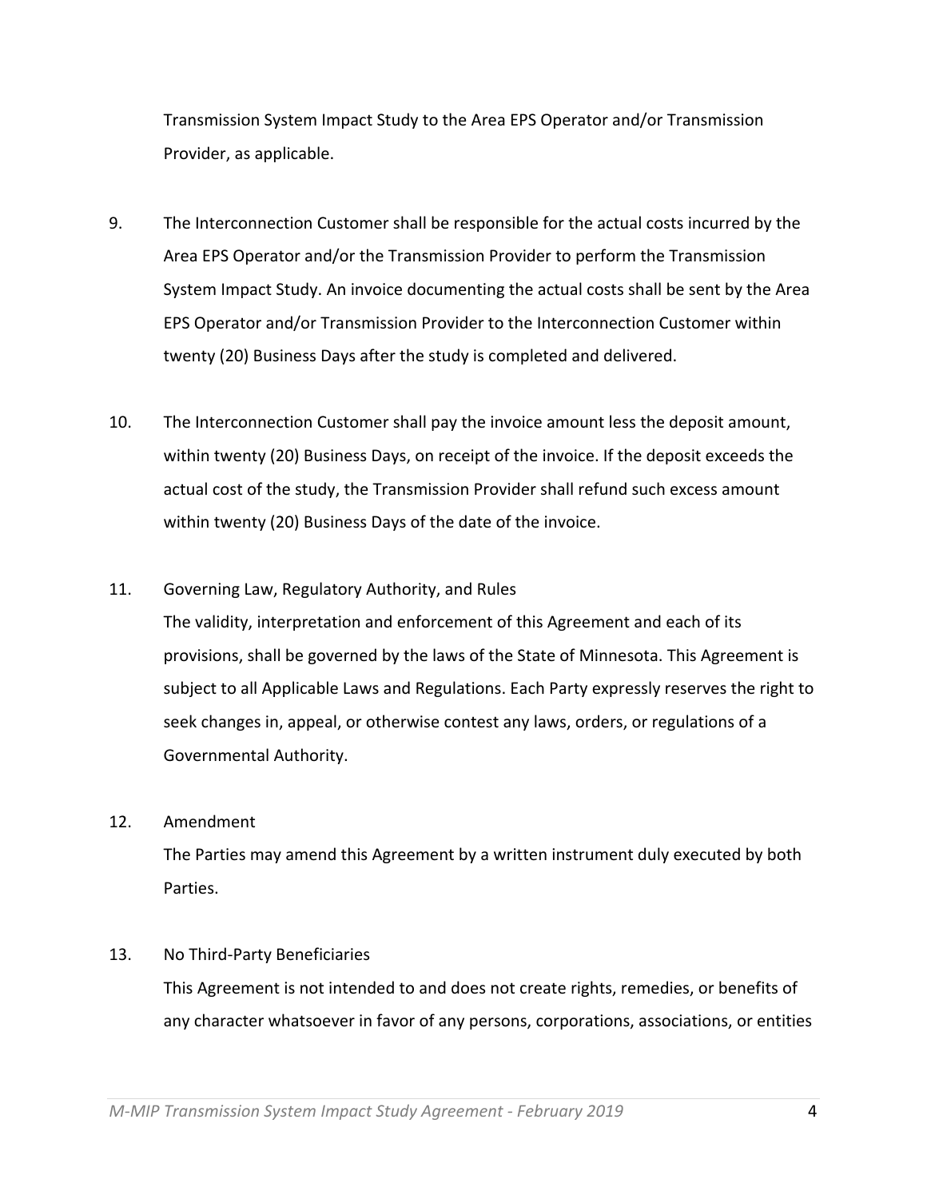Transmission System Impact Study to the Area EPS Operator and/or Transmission Provider, as applicable.

9. The Interconnection Customer shall be responsible for the actual costs incurred by the Area EPS Operator and/or the Transmission Provider to perform the Transmission System Impact Study. An invoice documenting the actual costs shall be sent by the Area EPS Operator and/or Transmission Provider to the Interconnection Customer within twenty (20) Business Days after the study is completed and delivered.

10. The Interconnection Customer shall pay the invoice amount less the deposit amount, within twenty (20) Business Days, on receipt of the invoice. If the deposit exceeds the actual cost of the study, the Transmission Provider shall refund such excess amount within twenty (20) Business Days of the date of the invoice.

11. Governing Law, Regulatory Authority, and Rules

    The validity, interpretation and enforcement of this Agreement and each of its provisions, shall be governed by the laws of the State of Minnesota. This Agreement is subject to all Applicable Laws and Regulations. Each Party expressly reserves the right to seek changes in, appeal, or otherwise contest any laws, orders, or regulations of a Governmental Authority.

12. Amendment

    The Parties may amend this Agreement by a written instrument duly executed by both Parties.

13. No Third-Party Beneficiaries

    This Agreement is not intended to and does not create rights, remedies, or benefits of any character whatsoever in favor of any persons, corporations, associations, or entities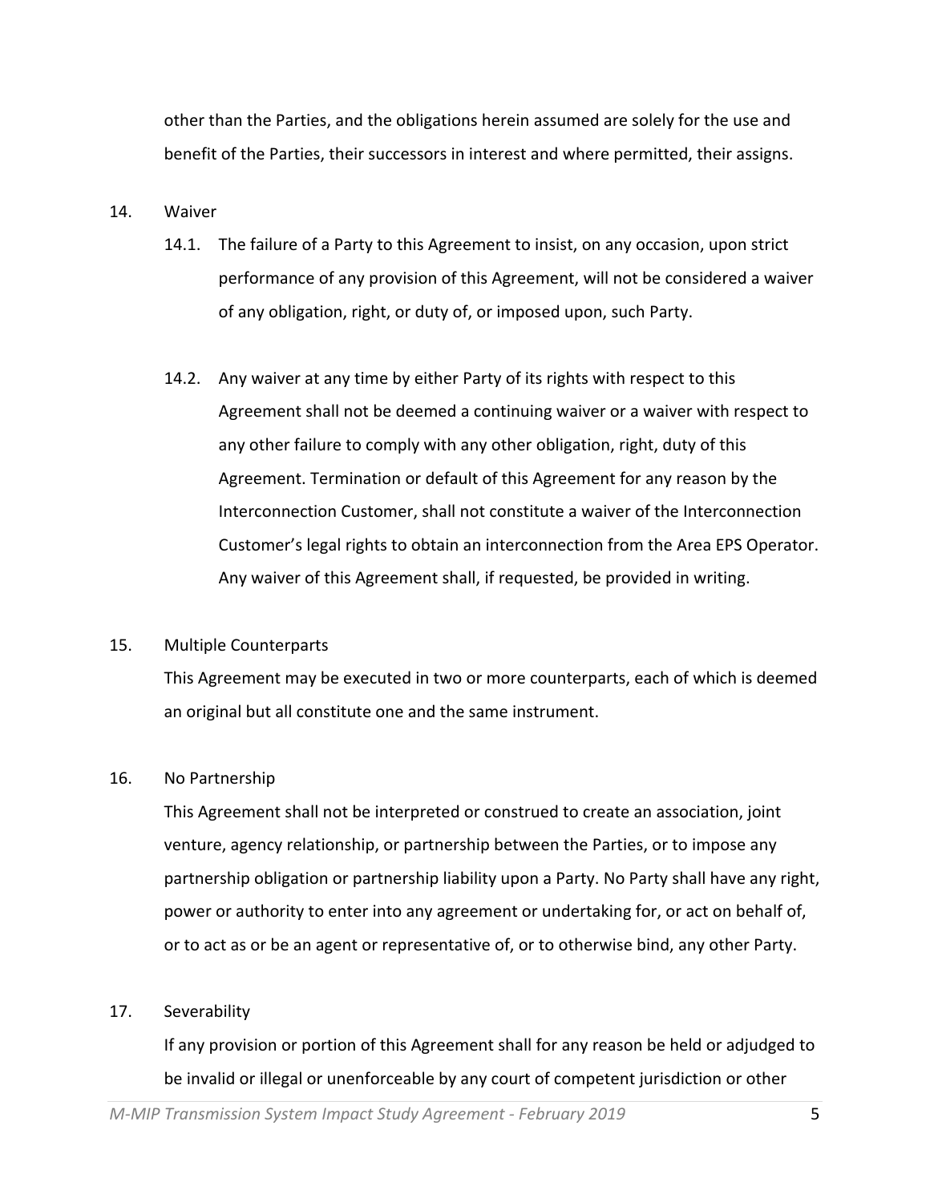other than the Parties, and the obligations herein assumed are solely for the use and benefit of the Parties, their successors in interest and where permitted, their assigns.

14. Waiver

   14.1. The failure of a Party to this Agreement to insist, on any occasion, upon strict performance of any provision of this Agreement, will not be considered a waiver of any obligation, right, or duty of, or imposed upon, such Party.

   14.2. Any waiver at any time by either Party of its rights with respect to this Agreement shall not be deemed a continuing waiver or a waiver with respect to any other failure to comply with any other obligation, right, duty of this Agreement. Termination or default of this Agreement for any reason by the Interconnection Customer, shall not constitute a waiver of the Interconnection Customer's legal rights to obtain an interconnection from the Area EPS Operator. Any waiver of this Agreement shall, if requested, be provided in writing.

15. Multiple Counterparts

   This Agreement may be executed in two or more counterparts, each of which is deemed an original but all constitute one and the same instrument.

16. No Partnership

   This Agreement shall not be interpreted or construed to create an association, joint venture, agency relationship, or partnership between the Parties, or to impose any partnership obligation or partnership liability upon a Party. No Party shall have any right, power or authority to enter into any agreement or undertaking for, or act on behalf of, or to act as or be an agent or representative of, or to otherwise bind, any other Party.

17. Severability

   If any provision or portion of this Agreement shall for any reason be held or adjudged to be invalid or illegal or unenforceable by any court of competent jurisdiction or other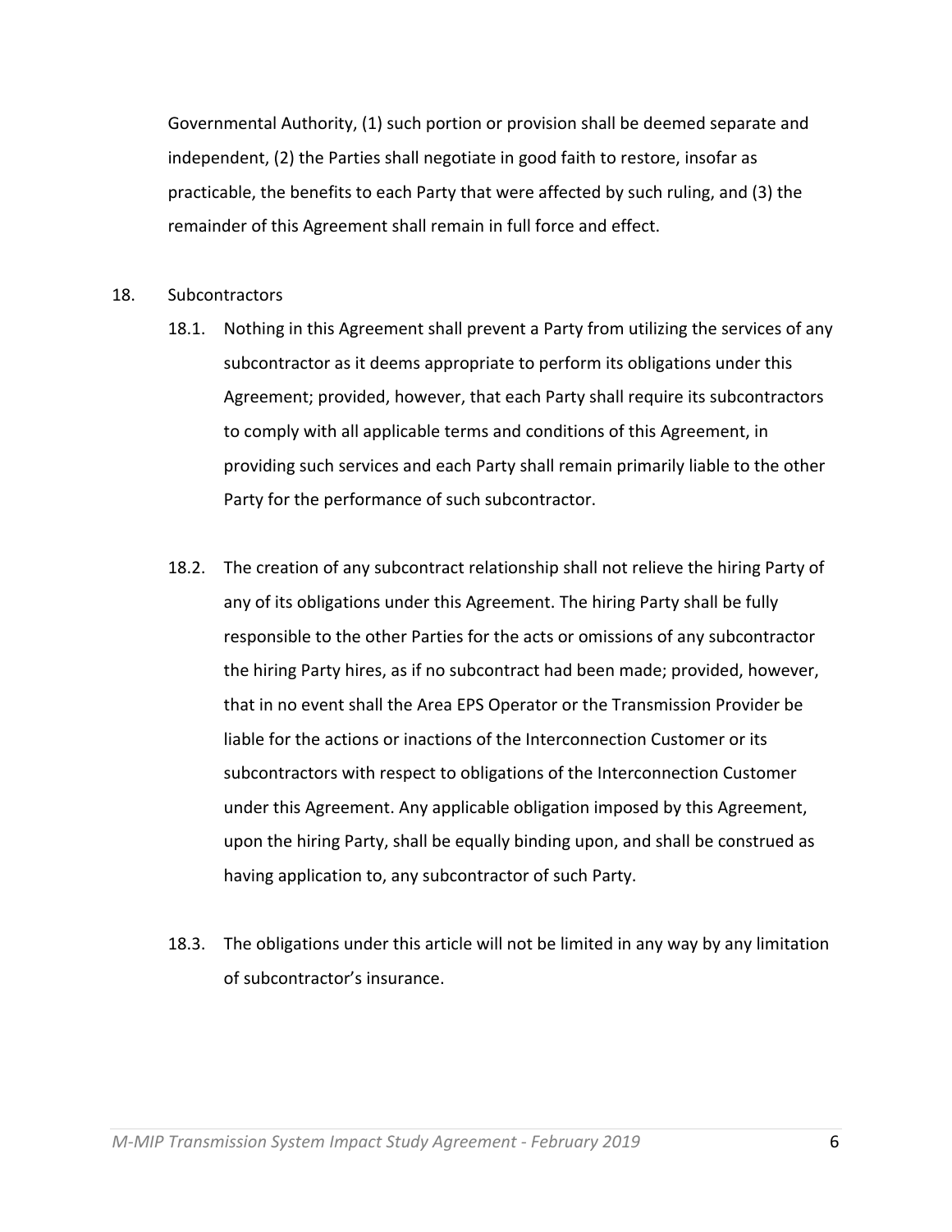Governmental Authority, (1) such portion or provision shall be deemed separate and independent, (2) the Parties shall negotiate in good faith to restore, insofar as practicable, the benefits to each Party that were affected by such ruling, and (3) the remainder of this Agreement shall remain in full force and effect.

18. Subcontractors

18.1. Nothing in this Agreement shall prevent a Party from utilizing the services of any subcontractor as it deems appropriate to perform its obligations under this Agreement; provided, however, that each Party shall require its subcontractors to comply with all applicable terms and conditions of this Agreement, in providing such services and each Party shall remain primarily liable to the other Party for the performance of such subcontractor.

18.2. The creation of any subcontract relationship shall not relieve the hiring Party of any of its obligations under this Agreement. The hiring Party shall be fully responsible to the other Parties for the acts or omissions of any subcontractor the hiring Party hires, as if no subcontract had been made; provided, however, that in no event shall the Area EPS Operator or the Transmission Provider be liable for the actions or inactions of the Interconnection Customer or its subcontractors with respect to obligations of the Interconnection Customer under this Agreement. Any applicable obligation imposed by this Agreement, upon the hiring Party, shall be equally binding upon, and shall be construed as having application to, any subcontractor of such Party.

18.3. The obligations under this article will not be limited in any way by any limitation of subcontractor's insurance.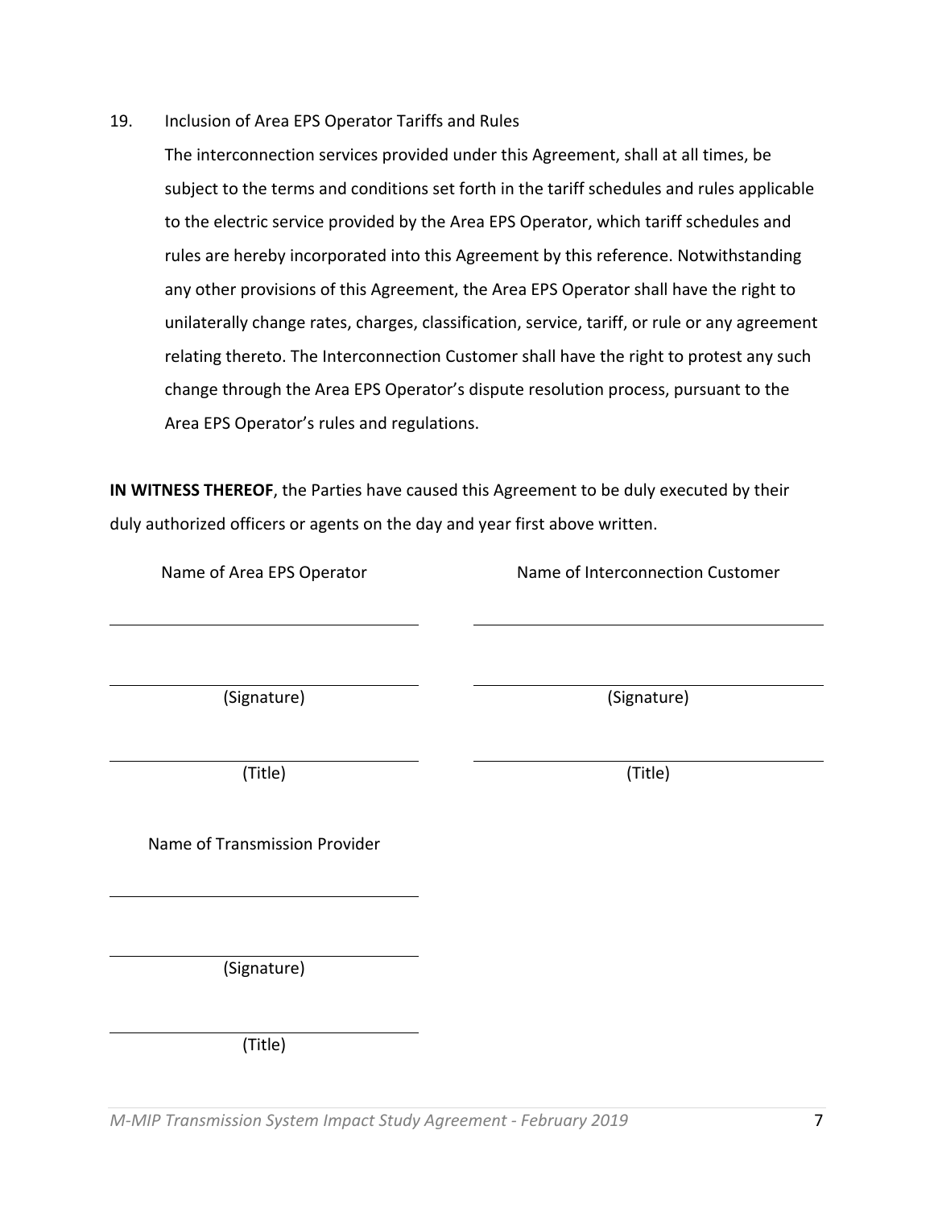19. Inclusion of Area EPS Operator Tariffs and Rules

    The interconnection services provided under this Agreement, shall at all times, be subject to the terms and conditions set forth in the tariff schedules and rules applicable to the electric service provided by the Area EPS Operator, which tariff schedules and rules are hereby incorporated into this Agreement by this reference. Notwithstanding any other provisions of this Agreement, the Area EPS Operator shall have the right to unilaterally change rates, charges, classification, service, tariff, or rule or any agreement relating thereto. The Interconnection Customer shall have the right to protest any such change through the Area EPS Operator's dispute resolution process, pursuant to the Area EPS Operator's rules and regulations.

**IN WITNESS THEREOF**, the Parties have caused this Agreement to be duly executed by their duly authorized officers or agents on the day and year first above written.

| Name of Area EPS Operator | Name of Interconnection Customer |
|---|---|
| ______________________________ | ______________________________ |
| ______________________________ | ______________________________ |
| (Signature) | (Signature) |
| ______________________________ | ______________________________ |
| (Title) | (Title) |

Name of Transmission Provider

______________________________

______________________________

(Signature)

______________________________

(Title)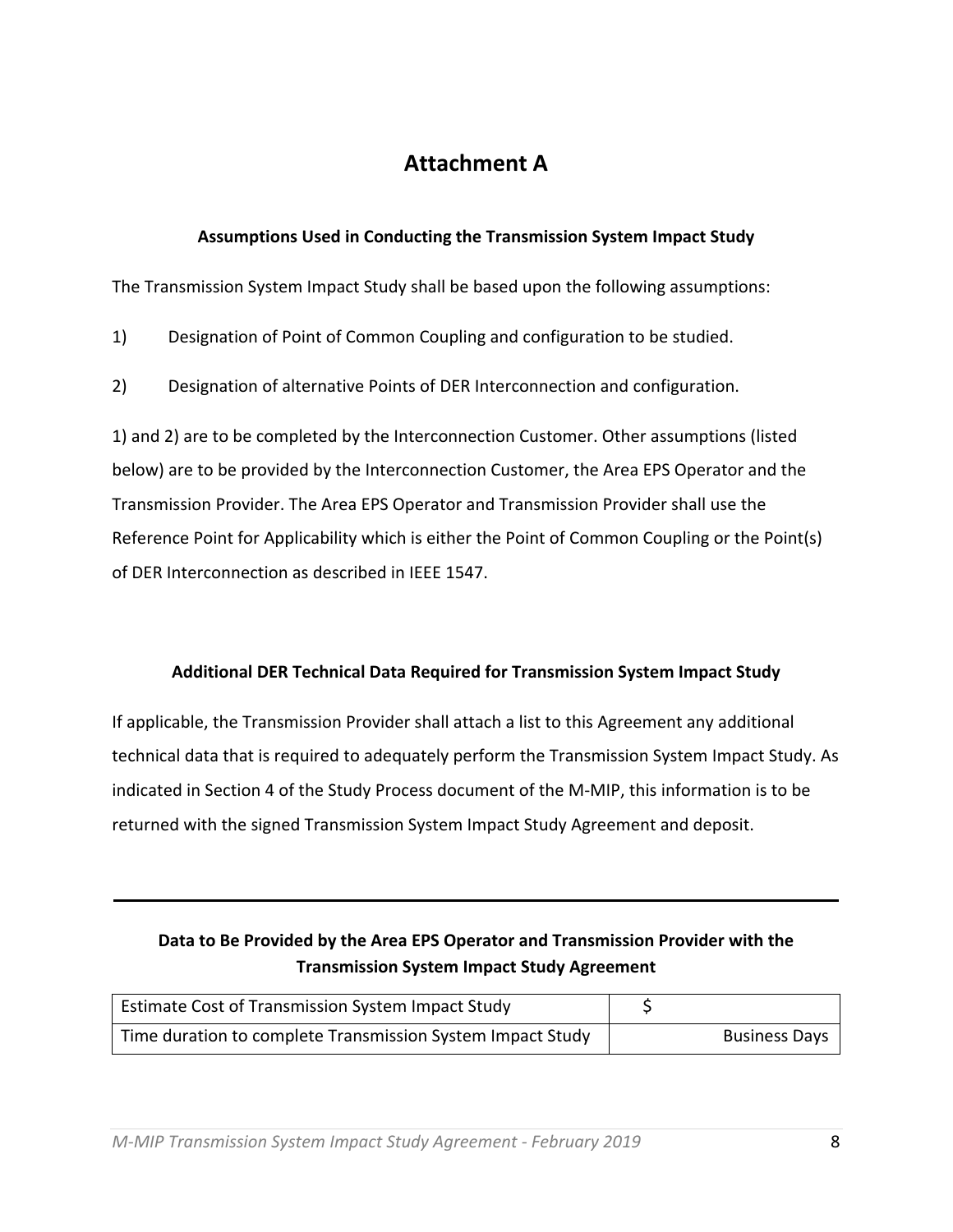# Attachment A

### Assumptions Used in Conducting the Transmission System Impact Study

The Transmission System Impact Study shall be based upon the following assumptions:

1) Designation of Point of Common Coupling and configuration to be studied.

2) Designation of alternative Points of DER Interconnection and configuration.

1) and 2) are to be completed by the Interconnection Customer. Other assumptions (listed below) are to be provided by the Interconnection Customer, the Area EPS Operator and the Transmission Provider. The Area EPS Operator and Transmission Provider shall use the Reference Point for Applicability which is either the Point of Common Coupling or the Point(s) of DER Interconnection as described in IEEE 1547.

### Additional DER Technical Data Required for Transmission System Impact Study

If applicable, the Transmission Provider shall attach a list to this Agreement any additional technical data that is required to adequately perform the Transmission System Impact Study. As indicated in Section 4 of the Study Process document of the M-MIP, this information is to be returned with the signed Transmission System Impact Study Agreement and deposit.

---

### Data to Be Provided by the Area EPS Operator and Transmission Provider with the Transmission System Impact Study Agreement

| | |
|---|---|
| Estimate Cost of Transmission System Impact Study | $ |
| Time duration to complete Transmission System Impact Study | Business Days |